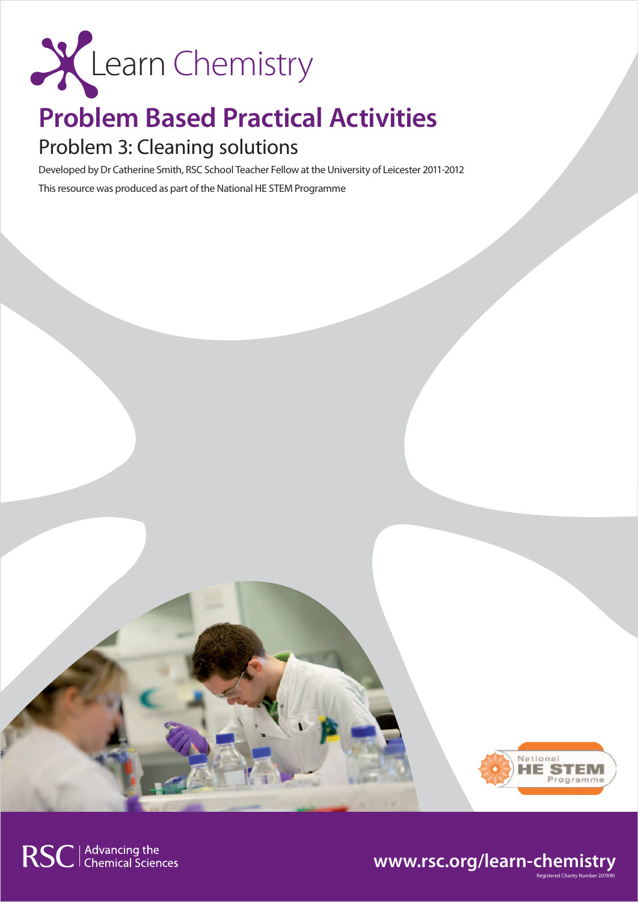Learn Chemistry

# Problem Based Practical Activities

## Problem 3: Cleaning solutions

Developed by Dr Catherine Smith, RSC School Teacher Fellow at the University of Leicester 2011-2012

This resource was produced as part of the National HE STEM Programme

RSC | Advancing the Chemical Sciences

www.rsc.org/learn-chemistry

Registered Charity Number 207890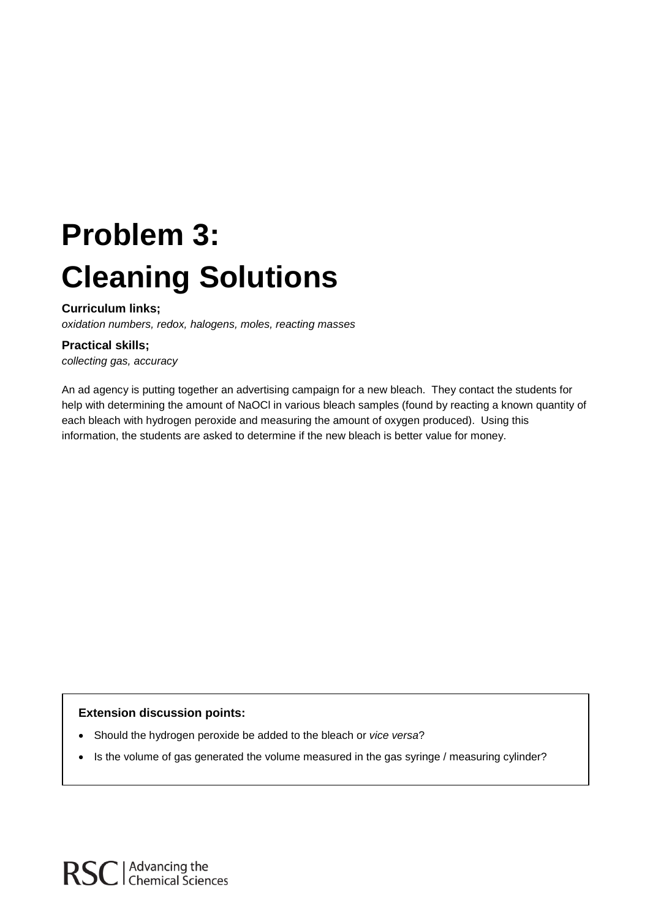# Problem 3:
# Cleaning Solutions

**Curriculum links;**
*oxidation numbers, redox, halogens, moles, reacting masses*

**Practical skills;**
*collecting gas, accuracy*

An ad agency is putting together an advertising campaign for a new bleach. They contact the students for help with determining the amount of NaOCl in various bleach samples (found by reacting a known quantity of each bleach with hydrogen peroxide and measuring the amount of oxygen produced). Using this information, the students are asked to determine if the new bleach is better value for money.

**Extension discussion points:**

- Should the hydrogen peroxide be added to the bleach or *vice versa*?
- Is the volume of gas generated the volume measured in the gas syringe / measuring cylinder?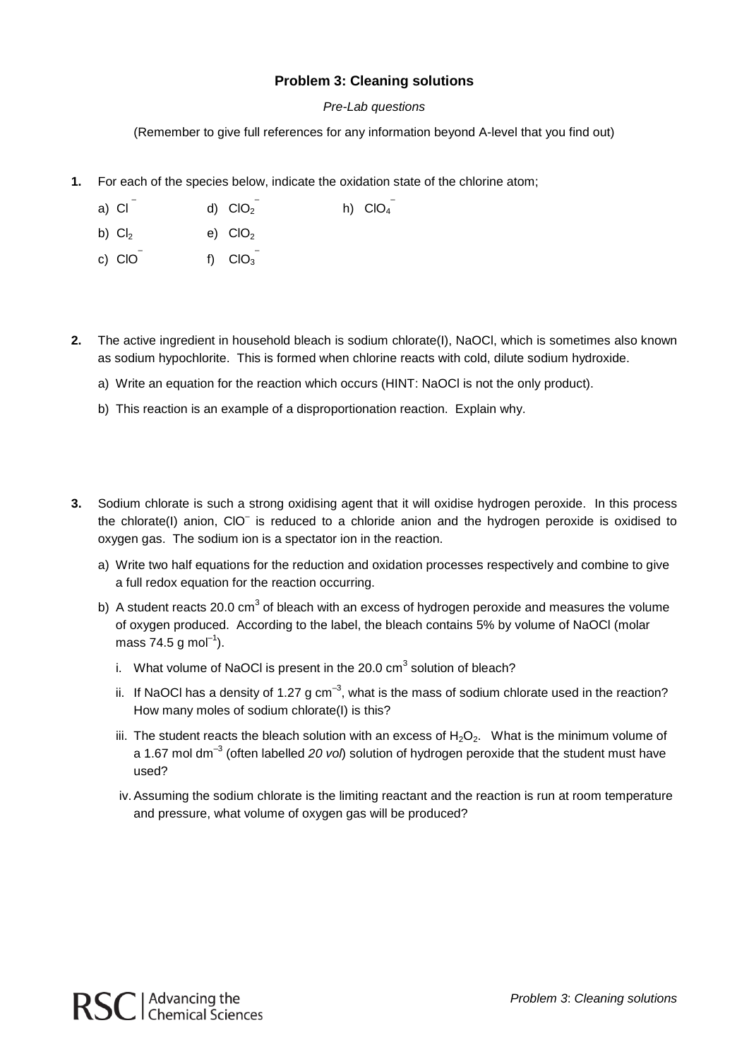### Problem 3: Cleaning solutions

*Pre-Lab questions*

(Remember to give full references for any information beyond A-level that you find out)

**1.** For each of the species below, indicate the oxidation state of the chlorine atom;

a) $Cl^-$

b) $Cl_2$

c) $ClO^-$

d) $ClO_2^-$

e) $ClO_2$

f) $ClO_3^-$

h) $ClO_4^-$

**2.** The active ingredient in household bleach is sodium chlorate(I), NaOCl, which is sometimes also known as sodium hypochlorite. This is formed when chlorine reacts with cold, dilute sodium hydroxide.

a) Write an equation for the reaction which occurs (HINT: NaOCl is not the only product).

b) This reaction is an example of a disproportionation reaction. Explain why.

**3.** Sodium chlorate is such a strong oxidising agent that it will oxidise hydrogen peroxide. In this process the chlorate(I) anion, $ClO^-$ is reduced to a chloride anion and the hydrogen peroxide is oxidised to oxygen gas. The sodium ion is a spectator ion in the reaction.

a) Write two half equations for the reduction and oxidation processes respectively and combine to give a full redox equation for the reaction occurring.

b) A student reacts 20.0 $cm^3$ of bleach with an excess of hydrogen peroxide and measures the volume of oxygen produced. According to the label, the bleach contains 5% by volume of NaOCl (molar mass 74.5 g $mol^{-1}$).

i. What volume of NaOCl is present in the 20.0 $cm^3$ solution of bleach?

ii. If NaOCl has a density of 1.27 g $cm^{-3}$, what is the mass of sodium chlorate used in the reaction? How many moles of sodium chlorate(I) is this?

iii. The student reacts the bleach solution with an excess of $H_2O_2$. What is the minimum volume of a 1.67 mol $dm^{-3}$ (often labelled *20 vol*) solution of hydrogen peroxide that the student must have used?

iv. Assuming the sodium chlorate is the limiting reactant and the reaction is run at room temperature and pressure, what volume of oxygen gas will be produced?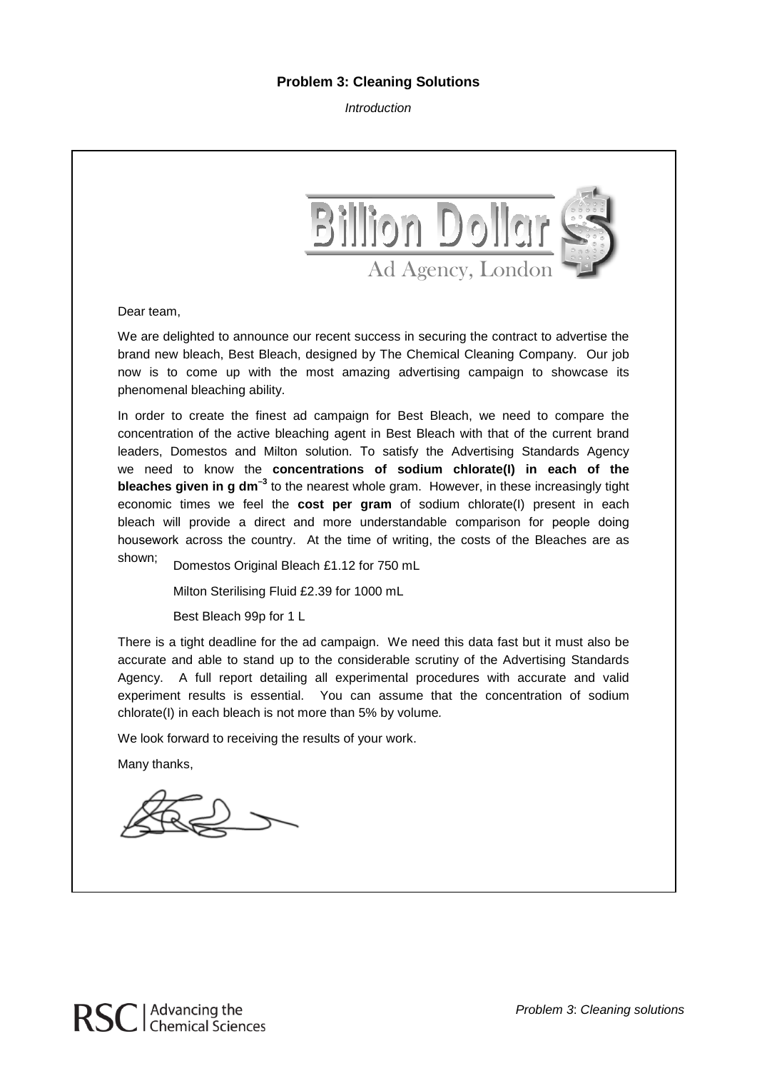## Problem 3: Cleaning Solutions

*Introduction*

**Billion Dollar $**

Ad Agency, London

Dear team,

We are delighted to announce our recent success in securing the contract to advertise the brand new bleach, Best Bleach, designed by The Chemical Cleaning Company. Our job now is to come up with the most amazing advertising campaign to showcase its phenomenal bleaching ability.

In order to create the finest ad campaign for Best Bleach, we need to compare the concentration of the active bleaching agent in Best Bleach with that of the current brand leaders, Domestos and Milton solution. To satisfy the Advertising Standards Agency we need to know the **concentrations of sodium chlorate(I) in each of the bleaches given in g dm$^{-3}$** to the nearest whole gram. However, in these increasingly tight economic times we feel the **cost per gram** of sodium chlorate(I) present in each bleach will provide a direct and more understandable comparison for people doing housework across the country. At the time of writing, the costs of the Bleaches are as shown;

Domestos Original Bleach £1.12 for 750 mL

Milton Sterilising Fluid £2.39 for 1000 mL

Best Bleach 99p for 1 L

There is a tight deadline for the ad campaign. We need this data fast but it must also be accurate and able to stand up to the considerable scrutiny of the Advertising Standards Agency. A full report detailing all experimental procedures with accurate and valid experiment results is essential. You can assume that the concentration of sodium chlorate(I) in each bleach is not more than 5% by volume.

We look forward to receiving the results of your work.

Many thanks,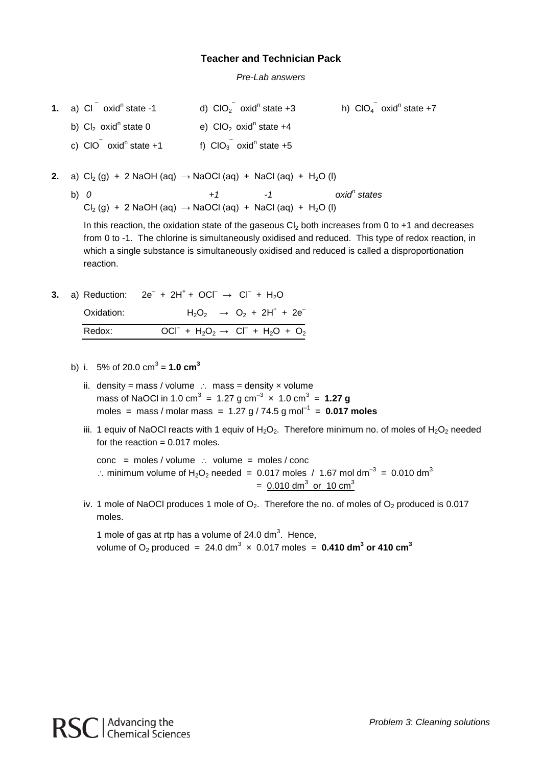### Teacher and Technician Pack

*Pre-Lab answers*

**1.** a) $Cl^-$ oxid$^n$ state -1

b) $Cl_2$ oxid$^n$ state 0

c) $ClO^-$ oxid$^n$ state +1

d) $ClO_2^-$ oxid$^n$ state +3

e) $ClO_2$ oxid$^n$ state +4

f) $ClO_3^-$ oxid$^n$ state +5

h) $ClO_4^-$ oxid$^n$ state +7

**2.** a) $Cl_2\,(g) + 2\,NaOH\,(aq) \rightarrow NaOCl\,(aq) + NaCl\,(aq) + H_2O\,(l)$

b) *0* (for $Cl_2$), *+1* (for NaOCl), *-1* (for NaCl) — *oxid$^n$ states*

$Cl_2\,(g) + 2\,NaOH\,(aq) \rightarrow NaOCl\,(aq) + NaCl\,(aq) + H_2O\,(l)$

In this reaction, the oxidation state of the gaseous $Cl_2$ both increases from 0 to +1 and decreases from 0 to -1. The chlorine is simultaneously oxidised and reduced. This type of redox reaction, in which a single substance is simultaneously oxidised and reduced is called a disproportionation reaction.

**3.** a)

| | |
|---|---|
| Reduction: | $2e^- + 2H^+ + OCl^- \rightarrow Cl^- + H_2O$ |
| Oxidation: | $H_2O_2 \rightarrow O_2 + 2H^+ + 2e^-$ |
| Redox: | $OCl^- + H_2O_2 \rightarrow Cl^- + H_2O + O_2$ |

b) i. 5% of 20.0 $cm^3$ = **1.0 $cm^3$**

ii. density = mass / volume $\therefore$ mass = density × volume
mass of NaOCl in 1.0 $cm^3$ = 1.27 g $cm^{-3}$ × 1.0 $cm^3$ = **1.27 g**
moles = mass / molar mass = 1.27 g / 74.5 g $mol^{-1}$ = **0.017 moles**

iii. 1 equiv of NaOCl reacts with 1 equiv of $H_2O_2$. Therefore minimum no. of moles of $H_2O_2$ needed for the reaction = 0.017 moles.

conc = moles / volume $\therefore$ volume = moles / conc
$\therefore$ minimum volume of $H_2O_2$ needed = 0.017 moles / 1.67 mol $dm^{-3}$ = 0.010 $dm^3$
= 0.010 $dm^3$ or 10 $cm^3$

iv. 1 mole of NaOCl produces 1 mole of $O_2$. Therefore the no. of moles of $O_2$ produced is 0.017 moles.

1 mole of gas at rtp has a volume of 24.0 $dm^3$. Hence,
volume of $O_2$ produced = 24.0 $dm^3$ × 0.017 moles = **0.410 $dm^3$ or 410 $cm^3$**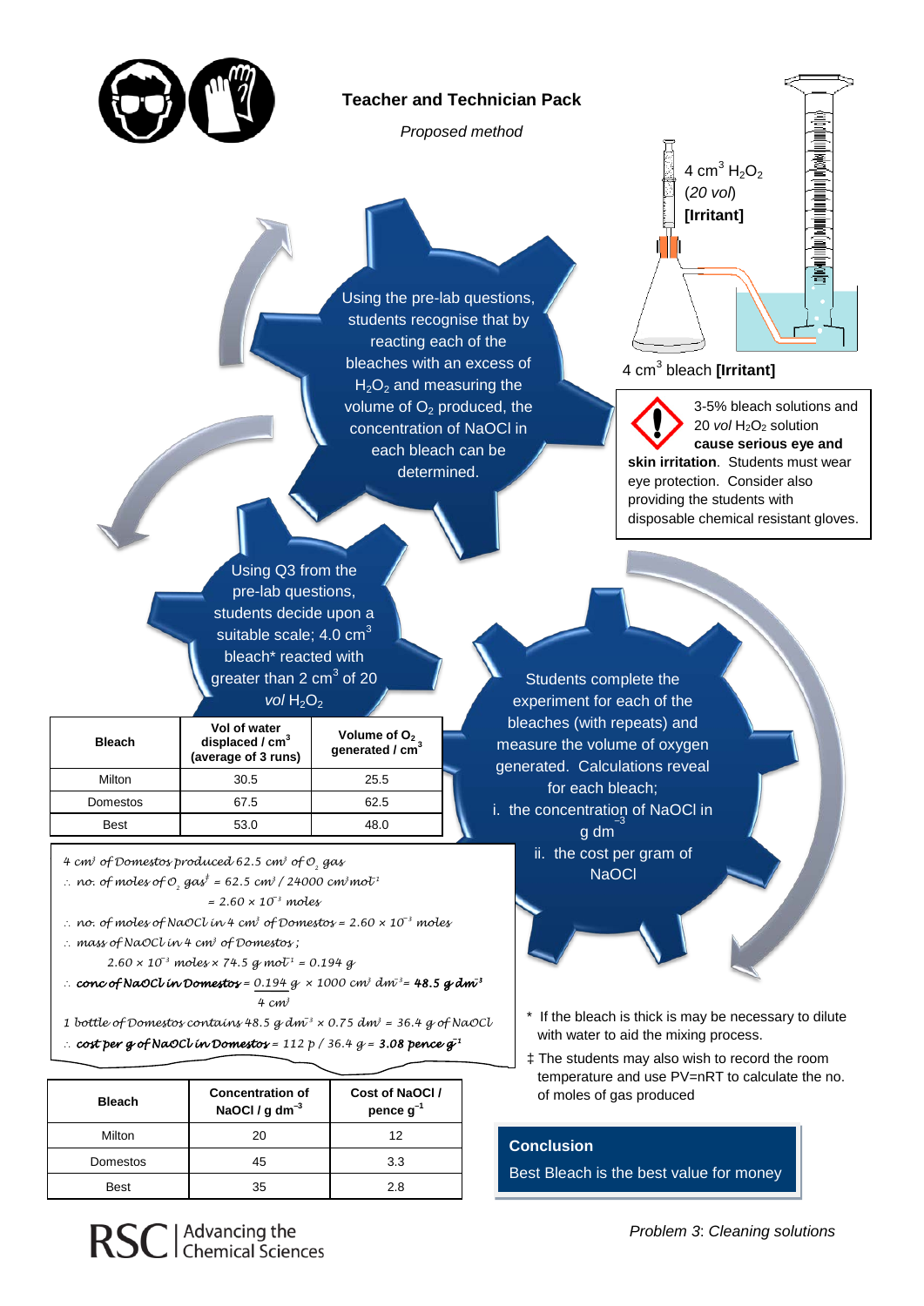# Teacher and Technician Pack

*Proposed method*

$4\ cm^3\ H_2O_2$ (*20 vol*) **[Irritant]**

$4\ cm^3$ bleach **[Irritant]**

Using the pre-lab questions, students recognise that by reacting each of the bleaches with an excess of $H_2O_2$ and measuring the volume of $O_2$ produced, the concentration of NaOCl in each bleach can be determined.

3-5% bleach solutions and 20 *vol* $H_2O_2$ solution **cause serious eye and skin irritation**. Students must wear eye protection. Consider also providing the students with disposable chemical resistant gloves.

Using Q3 from the pre-lab questions, students decide upon a suitable scale; 4.0 $cm^3$ bleach* reacted with greater than 2 $cm^3$ of 20 *vol* $H_2O_2$

| Bleach | Vol of water displaced / $cm^3$ (average of 3 runs) | Volume of $O_2$ generated / $cm^3$ |
|---|---|---|
| Milton | 30.5 | 25.5 |
| Domestos | 67.5 | 62.5 |
| Best | 53.0 | 48.0 |

Students complete the experiment for each of the bleaches (with repeats) and measure the volume of oxygen generated. Calculations reveal for each bleach;

i. the concentration of NaOCl in g $dm^{-3}$

ii. the cost per gram of NaOCl

*4 $cm^3$ of Domestos produced 62.5 $cm^3$ of $O_2$ gas*

$\therefore$ *no. of moles of $O_2$ gas*‡ $= 62.5\ cm^3 / 24000\ cm^3 mol^{-1}$

$= 2.60 \times 10^{-3}$ *moles*

$\therefore$ *no. of moles of NaOCl in 4 $cm^3$ of Domestos* $= 2.60 \times 10^{-3}$ *moles*

$\therefore$ *mass of NaOCl in 4 $cm^3$ of Domestos;*

$2.60 \times 10^{-3}$ *moles* $\times 74.5\ g\ mol^{-1} = 0.194\ g$

$\therefore$ ***conc of NaOCl in Domestos*** $= \dfrac{0.194\ g}{4\ cm^3} \times 1000\ cm^3\ dm^{-3} = \mathbf{48.5\ g\ dm^{-3}}$

*1 bottle of Domestos contains* $48.5\ g\ dm^{-3} \times 0.75\ dm^3 = 36.4\ g$ *of NaOCl*

$\therefore$ ***cost per g of NaOCl in Domestos*** $= 112\ p / 36.4\ g = \mathbf{3.08\ pence\ g^{-1}}$

| Bleach | Concentration of NaOCl / g $dm^{-3}$ | Cost of NaOCl / pence $g^{-1}$ |
|---|---|---|
| Milton | 20 | 12 |
| Domestos | 45 | 3.3 |
| Best | 35 | 2.8 |

\* If the bleach is thick is may be necessary to dilute with water to aid the mixing process.

‡ The students may also wish to record the room temperature and use PV=nRT to calculate the no. of moles of gas produced

**Conclusion**

Best Bleach is the best value for money

*Problem 3: Cleaning solutions*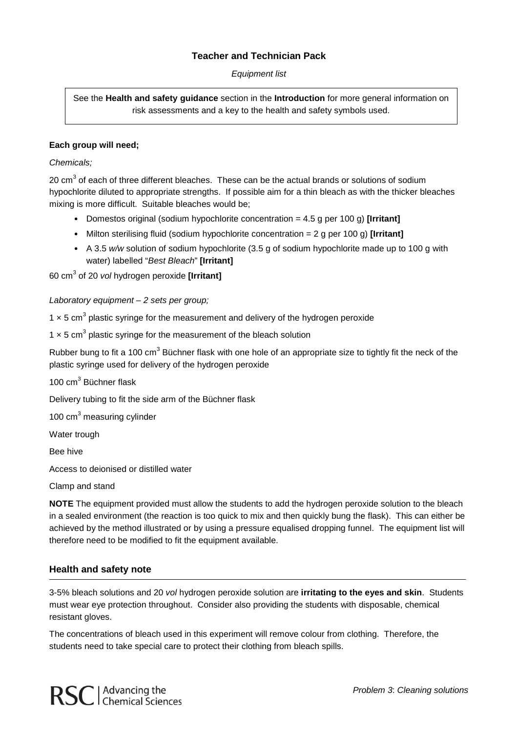### Teacher and Technician Pack

*Equipment list*

See the **Health and safety guidance** section in the **Introduction** for more general information on risk assessments and a key to the health and safety symbols used.

**Each group will need;**

*Chemicals;*

20 $cm^3$ of each of three different bleaches. These can be the actual brands or solutions of sodium hypochlorite diluted to appropriate strengths. If possible aim for a thin bleach as with the thicker bleaches mixing is more difficult. Suitable bleaches would be;

- Domestos original (sodium hypochlorite concentration = 4.5 g per 100 g) **[Irritant]**
- Milton sterilising fluid (sodium hypochlorite concentration = 2 g per 100 g) **[Irritant]**
- A 3.5 *w/w* solution of sodium hypochlorite (3.5 g of sodium hypochlorite made up to 100 g with water) labelled "*Best Bleach*" **[Irritant]**

60 $cm^3$ of 20 *vol* hydrogen peroxide **[Irritant]**

*Laboratory equipment – 2 sets per group;*

1 × 5 $cm^3$ plastic syringe for the measurement and delivery of the hydrogen peroxide

1 × 5 $cm^3$ plastic syringe for the measurement of the bleach solution

Rubber bung to fit a 100 $cm^3$ Büchner flask with one hole of an appropriate size to tightly fit the neck of the plastic syringe used for delivery of the hydrogen peroxide

100 $cm^3$ Büchner flask

Delivery tubing to fit the side arm of the Büchner flask

100 $cm^3$ measuring cylinder

Water trough

Bee hive

Access to deionised or distilled water

Clamp and stand

**NOTE** The equipment provided must allow the students to add the hydrogen peroxide solution to the bleach in a sealed environment (the reaction is too quick to mix and then quickly bung the flask). This can either be achieved by the method illustrated or by using a pressure equalised dropping funnel. The equipment list will therefore need to be modified to fit the equipment available.

## Health and safety note

3-5% bleach solutions and 20 *vol* hydrogen peroxide solution are **irritating to the eyes and skin**. Students must wear eye protection throughout. Consider also providing the students with disposable, chemical resistant gloves.

The concentrations of bleach used in this experiment will remove colour from clothing. Therefore, the students need to take special care to protect their clothing from bleach spills.